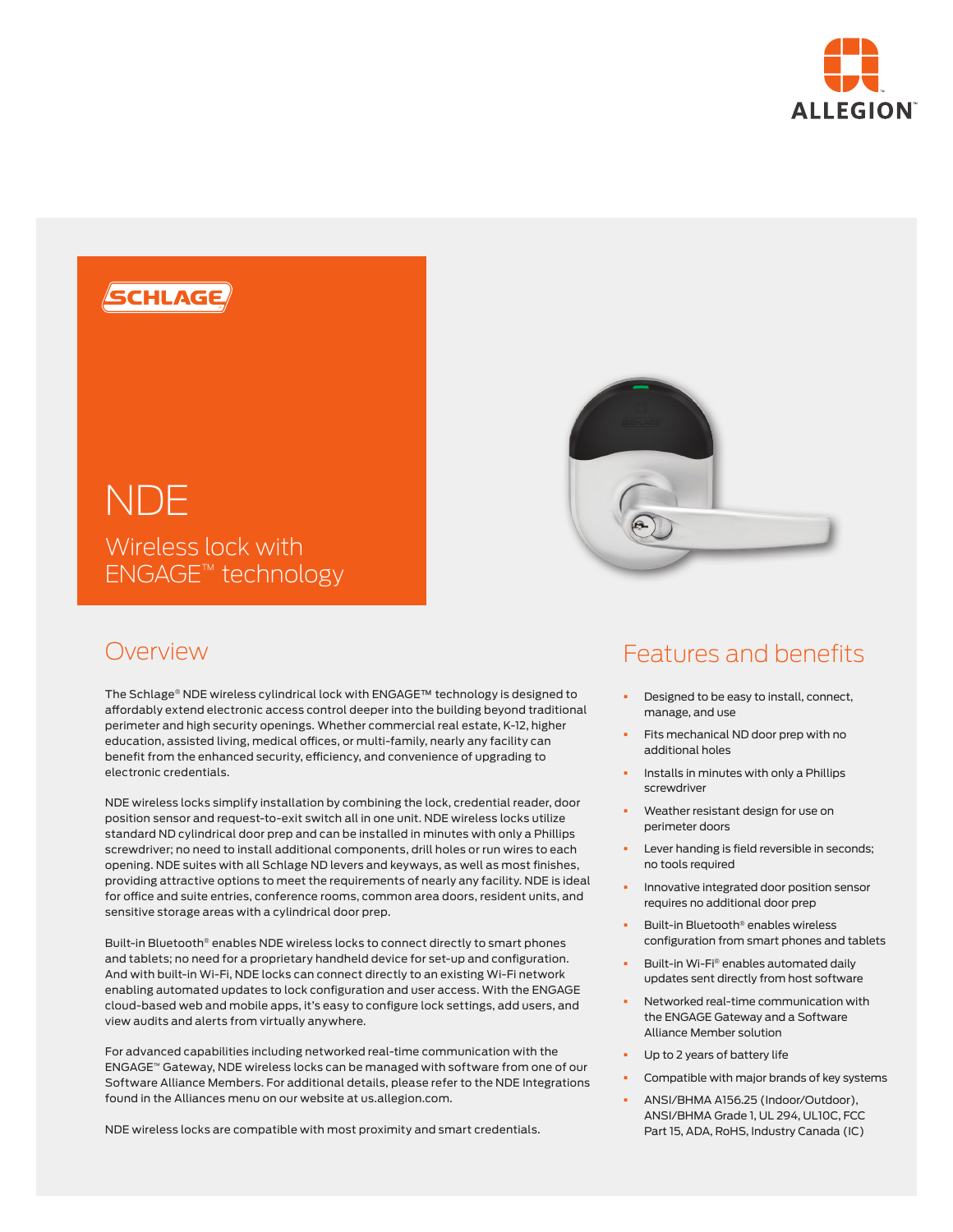ALLEGION™

SCHLAGE

# NDE

## Wireless lock with ENGAGE™ technology

## Overview

The Schlage® NDE wireless cylindrical lock with ENGAGE™ technology is designed to affordably extend electronic access control deeper into the building beyond traditional perimeter and high security openings. Whether commercial real estate, K-12, higher education, assisted living, medical offices, or multi-family, nearly any facility can benefit from the enhanced security, efficiency, and convenience of upgrading to electronic credentials.

NDE wireless locks simplify installation by combining the lock, credential reader, door position sensor and request-to-exit switch all in one unit. NDE wireless locks utilize standard ND cylindrical door prep and can be installed in minutes with only a Phillips screwdriver; no need to install additional components, drill holes or run wires to each opening. NDE suites with all Schlage ND levers and keyways, as well as most finishes, providing attractive options to meet the requirements of nearly any facility. NDE is ideal for office and suite entries, conference rooms, common area doors, resident units, and sensitive storage areas with a cylindrical door prep.

Built-in Bluetooth® enables NDE wireless locks to connect directly to smart phones and tablets; no need for a proprietary handheld device for set-up and configuration. And with built-in Wi-Fi, NDE locks can connect directly to an existing Wi-Fi network enabling automated updates to lock configuration and user access. With the ENGAGE cloud-based web and mobile apps, it's easy to configure lock settings, add users, and view audits and alerts from virtually anywhere.

For advanced capabilities including networked real-time communication with the ENGAGE™ Gateway, NDE wireless locks can be managed with software from one of our Software Alliance Members. For additional details, please refer to the NDE Integrations found in the Alliances menu on our website at us.allegion.com.

NDE wireless locks are compatible with most proximity and smart credentials.

## Features and benefits

- Designed to be easy to install, connect, manage, and use
- Fits mechanical ND door prep with no additional holes
- Installs in minutes with only a Phillips screwdriver
- Weather resistant design for use on perimeter doors
- Lever handing is field reversible in seconds; no tools required
- Innovative integrated door position sensor requires no additional door prep
- Built-in Bluetooth® enables wireless configuration from smart phones and tablets
- Built-in Wi-Fi® enables automated daily updates sent directly from host software
- Networked real-time communication with the ENGAGE Gateway and a Software Alliance Member solution
- Up to 2 years of battery life
- Compatible with major brands of key systems
- ANSI/BHMA A156.25 (Indoor/Outdoor), ANSI/BHMA Grade 1, UL 294, UL10C, FCC Part 15, ADA, RoHS, Industry Canada (IC)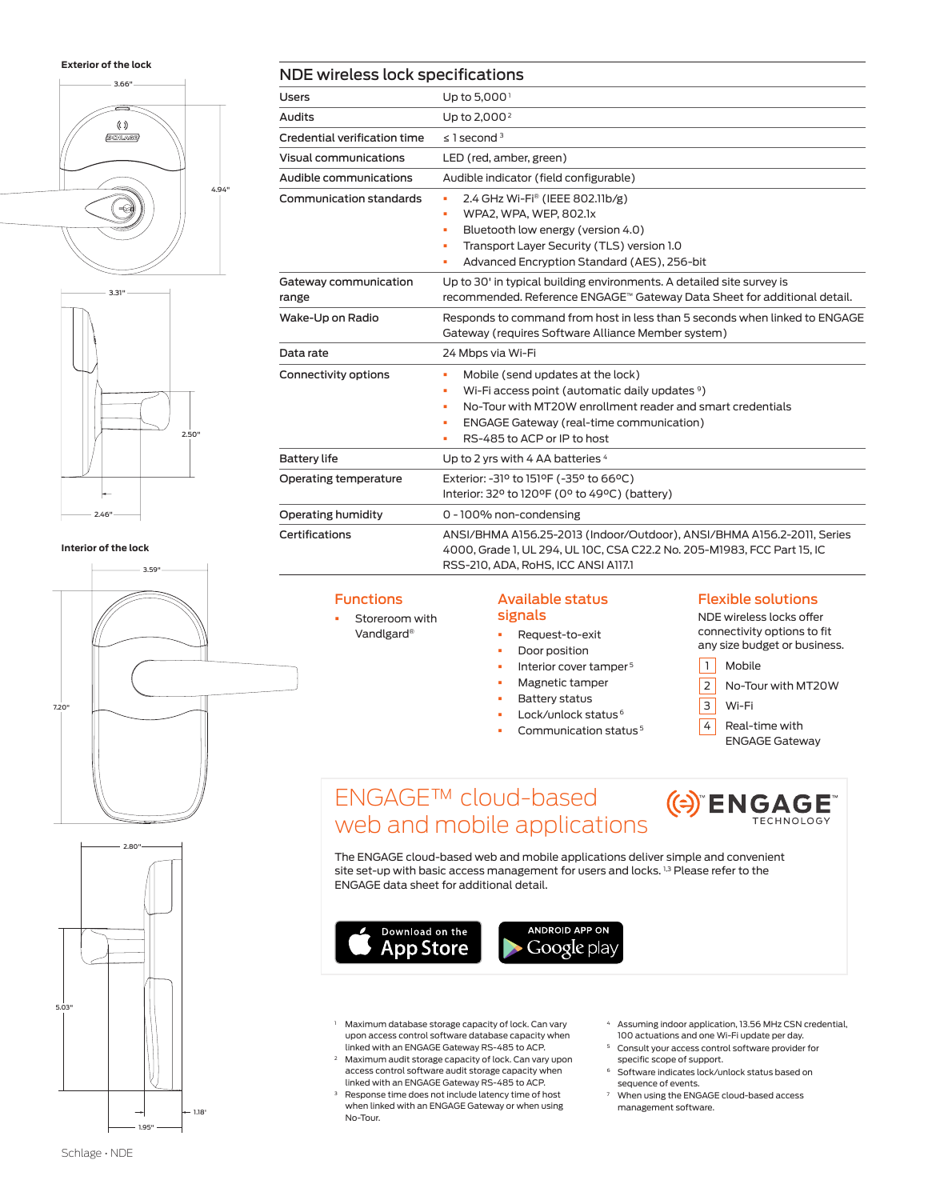Exterior of the lock

3.66"

4.94"

3.31"

2.50"

2.46"

Interior of the lock

3.59"

7.20"

2.80"

5.03"

1.18"

1.95"

## NDE wireless lock specifications

| | |
|---|---|
| Users | Up to 5,000[1] |
| Audits | Up to 2,000[2] |
| Credential verification time | ≤ 1 second[3] |
| Visual communications | LED (red, amber, green) |
| Audible communications | Audible indicator (field configurable) |
| Communication standards | ▪ 2.4 GHz Wi-Fi® (IEEE 802.11b/g)<br>▪ WPA2, WPA, WEP, 802.1x<br>▪ Bluetooth low energy (version 4.0)<br>▪ Transport Layer Security (TLS) version 1.0<br>▪ Advanced Encryption Standard (AES), 256-bit |
| Gateway communication range | Up to 30' in typical building environments. A detailed site survey is recommended. Reference ENGAGE™ Gateway Data Sheet for additional detail. |
| Wake-Up on Radio | Responds to command from host in less than 5 seconds when linked to ENGAGE Gateway (requires Software Alliance Member system) |
| Data rate | 24 Mbps via Wi-Fi |
| Connectivity options | ▪ Mobile (send updates at the lock)<br>▪ Wi-Fi access point (automatic daily updates[9])<br>▪ No-Tour with MT20W enrollment reader and smart credentials<br>▪ ENGAGE Gateway (real-time communication)<br>▪ RS-485 to ACP or IP to host |
| Battery life | Up to 2 yrs with 4 AA batteries[4] |
| Operating temperature | Exterior: -31º to 151ºF (-35º to 66ºC)<br>Interior: 32º to 120ºF (0º to 49ºC) (battery) |
| Operating humidity | 0 - 100% non-condensing |
| Certifications | ANSI/BHMA A156.25-2013 (Indoor/Outdoor), ANSI/BHMA A156.2-2011, Series 4000, Grade 1, UL 294, UL 10C, CSA C22.2 No. 205-M1983, FCC Part 15, IC RSS-210, ADA, RoHS, ICC ANSI A117.1 |

### Functions

- Storeroom with Vandlgard®

### Available status signals

- Request-to-exit
- Door position
- Interior cover tamper[5]
- Magnetic tamper
- Battery status
- Lock/unlock status[6]
- Communication status[5]

### Flexible solutions

NDE wireless locks offer connectivity options to fit any size budget or business.

1. Mobile
2. No-Tour with MT20W
3. Wi-Fi
4. Real-time with ENGAGE Gateway

## ENGAGE™ cloud-based web and mobile applications

ENGAGE™ TECHNOLOGY

The ENGAGE cloud-based web and mobile applications deliver simple and convenient site set-up with basic access management for users and locks.[1,3] Please refer to the ENGAGE data sheet for additional detail.

Download on the App Store

ANDROID APP ON Google play

1. Maximum database storage capacity of lock. Can vary upon access control software database capacity when linked with an ENGAGE Gateway RS-485 to ACP.
2. Maximum audit storage capacity of lock. Can vary upon access control software audit storage capacity when linked with an ENGAGE Gateway RS-485 to ACP.
3. Response time does not include latency time of host when linked with an ENGAGE Gateway or when using No-Tour.
4. Assuming indoor application, 13.56 MHz CSN credential, 100 actuations and one Wi-Fi update per day.
5. Consult your access control software provider for specific scope of support.
6. Software indicates lock/unlock status based on sequence of events.
7. When using the ENGAGE cloud-based access management software.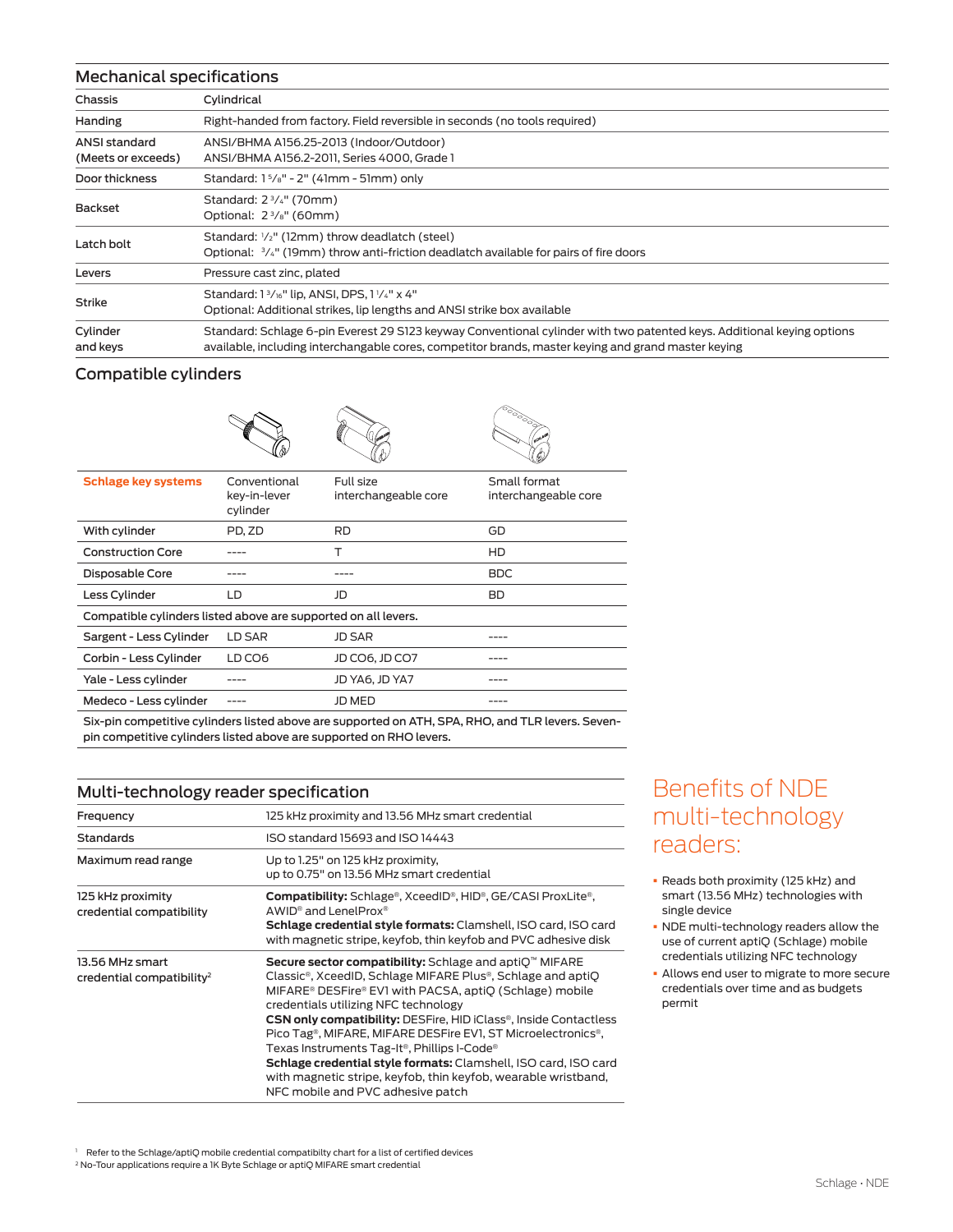## Mechanical specifications

| | |
|---|---|
| Chassis | Cylindrical |
| Handing | Right-handed from factory. Field reversible in seconds (no tools required) |
| ANSI standard (Meets or exceeds) | ANSI/BHMA A156.25-2013 (Indoor/Outdoor)<br>ANSI/BHMA A156.2-2011, Series 4000, Grade 1 |
| Door thickness | Standard: 1 5/8" - 2" (41mm - 51mm) only |
| Backset | Standard: 2 3/4" (70mm)<br>Optional: 2 3/8" (60mm) |
| Latch bolt | Standard: 1/2" (12mm) throw deadlatch (steel)<br>Optional: 3/4" (19mm) throw anti-friction deadlatch available for pairs of fire doors |
| Levers | Pressure cast zinc, plated |
| Strike | Standard: 1 3/16" lip, ANSI, DPS, 1 1/4" x 4"<br>Optional: Additional strikes, lip lengths and ANSI strike box available |
| Cylinder and keys | Standard: Schlage 6-pin Everest 29 S123 keyway Conventional cylinder with two patented keys. Additional keying options available, including interchangable cores, competitor brands, master keying and grand master keying |

## Compatible cylinders

| Schlage key systems | Conventional key-in-lever cylinder | Full size interchangeable core | Small format interchangeable core |
|---|---|---|---|
| With cylinder | PD, ZD | RD | GD |
| Construction Core | ---- | T | HD |
| Disposable Core | ---- | ---- | BDC |
| Less Cylinder | LD | JD | BD |
| Compatible cylinders listed above are supported on all levers. | | | |
| Sargent - Less Cylinder | LD SAR | JD SAR | ---- |
| Corbin - Less Cylinder | LD CO6 | JD CO6, JD CO7 | ---- |
| Yale - Less cylinder | ---- | JD YA6, JD YA7 | ---- |
| Medeco - Less cylinder | ---- | JD MED | ---- |

Six-pin competitive cylinders listed above are supported on ATH, SPA, RHO, and TLR levers. Seven-pin competitive cylinders listed above are supported on RHO levers.

## Multi-technology reader specification

| | |
|---|---|
| Frequency | 125 kHz proximity and 13.56 MHz smart credential |
| Standards | ISO standard 15693 and ISO 14443 |
| Maximum read range | Up to 1.25" on 125 kHz proximity,<br>up to 0.75" on 13.56 MHz smart credential |
| 125 kHz proximity credential compatibility | **Compatibility:** Schlage®, XceedID®, HID®, GE/CASI ProxLite®, AWID® and LenelProx®<br>**Schlage credential style formats:** Clamshell, ISO card, ISO card with magnetic stripe, keyfob, thin keyfob and PVC adhesive disk |
| 13.56 MHz smart credential compatibility[2] | **Secure sector compatibility:** Schlage and aptiQ™ MIFARE Classic®, XceedID, Schlage MIFARE Plus®, Schlage and aptiQ MIFARE® DESFire® EV1 with PACSA, aptiQ (Schlage) mobile credentials utilizing NFC technology<br>**CSN only compatibility:** DESFire, HID iClass®, Inside Contactless Pico Tag®, MIFARE, MIFARE DESFire EV1, ST Microelectronics®, Texas Instruments Tag-It®, Phillips I-Code®<br>**Schlage credential style formats:** Clamshell, ISO card, ISO card with magnetic stripe, keyfob, thin keyfob, wearable wristband, NFC mobile and PVC adhesive patch |

## Benefits of NDE multi-technology readers:

- Reads both proximity (125 kHz) and smart (13.56 MHz) technologies with single device
- NDE multi-technology readers allow the use of current aptiQ (Schlage) mobile credentials utilizing NFC technology
- Allows end user to migrate to more secure credentials over time and as budgets permit

[1] Refer to the Schlage/aptiQ mobile credential compatibilty chart for a list of certified devices
[2] No-Tour applications require a 1K Byte Schlage or aptiQ MIFARE smart credential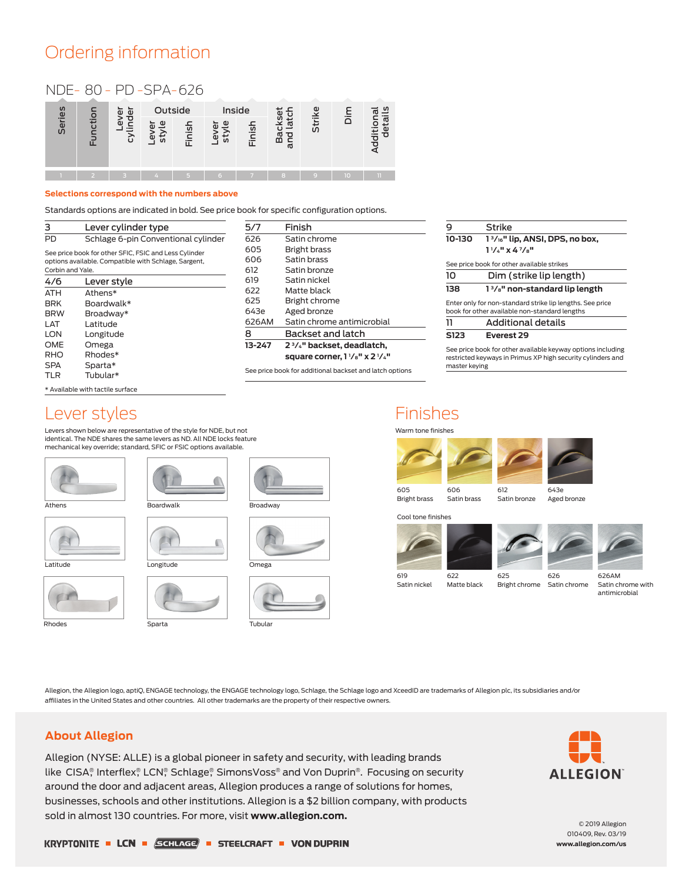# Ordering information

NDE- 80 - PD -SPA-626

| Series | Function | Lever cylinder | Outside | | Inside | | Backset and latch | Strike | Dim | Additional details |
|---|---|---|---|---|---|---|---|---|---|---|
| | | | Lever style | Finish | Lever style | Finish | | | | |
| 1 | 2 | 3 | 4 | 5 | 6 | 7 | 8 | 9 | 10 | 11 |

**Selections correspond with the numbers above**

Standards options are indicated in bold. See price book for specific configuration options.

| 3 | Lever cylinder type |
|---|---|
| PD | Schlage 6-pin Conventional cylinder |

See price book for other SFIC, FSIC and Less Cylinder options available. Compatible with Schlage, Sargent, Corbin and Yale.

| 4/6 | Lever style |
|---|---|
| ATH | Athens* |
| BRK | Boardwalk* |
| BRW | Broadway* |
| LAT | Latitude |
| LON | Longitude |
| OME | Omega |
| RHO | Rhodes* |
| SPA | Sparta* |
| TLR | Tubular* |

\* Available with tactile surface

| 5/7 | Finish |
|---|---|
| 626 | Satin chrome |
| 605 | Bright brass |
| 606 | Satin brass |
| 612 | Satin bronze |
| 619 | Satin nickel |
| 622 | Matte black |
| 625 | Bright chrome |
| 643e | Aged bronze |
| 626AM | Satin chrome antimicrobial |

| 8 | Backset and latch |
|---|---|
| **13-247** | **2 3/4" backset, deadlatch, square corner, 1 1/8" x 2 1/4"** |

See price book for additional backset and latch options

| 9 | Strike |
|---|---|
| **10-130** | **1 3/16" lip, ANSI, DPS, no box, 1 1/4" x 4 7/8"** |

See price book for other available strikes

| 10 | Dim (strike lip length) |
|---|---|
| **138** | **1 3/8" non-standard lip length** |

Enter only for non-standard strike lip lengths. See price book for other available non-standard lengths

| 11 | Additional details |
|---|---|
| **S123** | **Everest 29** |

See price book for other available keyway options including restricted keyways in Primus XP high security cylinders and master keying

# Lever styles

Levers shown below are representative of the style for NDE, but not identical. The NDE shares the same levers as ND. All NDE locks feature mechanical key override; standard, SFIC or FSIC options available.

Athens

Boardwalk

Broadway

Latitude

Longitude

Omega

Rhodes

Sparta

Tubular

# Finishes

Warm tone finishes

605
Bright brass

606
Satin brass

612
Satin bronze

643e
Aged bronze

Cool tone finishes

619
Satin nickel

622
Matte black

625
Bright chrome

626
Satin chrome

626AM
Satin chrome with antimicrobial

Allegion, the Allegion logo, aptiQ, ENGAGE technology, the ENGAGE technology logo, Schlage, the Schlage logo and XceedID are trademarks of Allegion plc, its subsidiaries and/or affiliates in the United States and other countries. All other trademarks are the property of their respective owners.

## About Allegion

Allegion (NYSE: ALLE) is a global pioneer in safety and security, with leading brands like CISA®, Interflex®, LCN®, Schlage®, SimonsVoss® and Von Duprin®. Focusing on security around the door and adjacent areas, Allegion produces a range of solutions for homes, businesses, schools and other institutions. Allegion is a $2 billion company, with products sold in almost 130 countries. For more, visit **www.allegion.com.**

KRYPTONITE ▪ LCN ▪ SCHLAGE ▪ STEELCRAFT ▪ VON DUPRIN

ALLEGION™

© 2019 Allegion
010409, Rev. 03/19
**www.allegion.com/us**